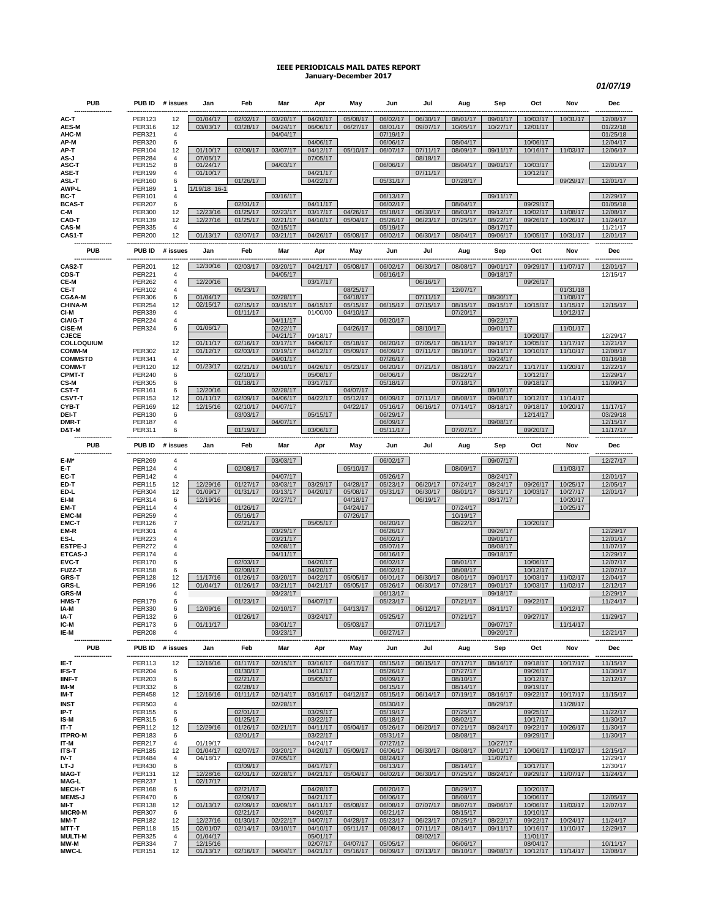# IEEE PERIODICALS MAIL DATES REPORT

## January-December 2017

*01/07/19*

| PUB | PUB ID | # issues | Jan | Feb | Mar | Apr | May | Jun | Jul | Aug | Sep | Oct | Nov | Dec |
|---|---|---|---|---|---|---|---|---|---|---|---|---|---|---|
| AC-T | PER123 | 12 | 01/04/17 | 02/02/17 | 03/20/17 | 04/20/17 | 05/08/17 | 06/02/17 | 06/30/17 | 08/01/17 | 09/01/17 | 10/03/17 | 10/31/17 | 12/08/17 |
| AES-M | PER316 | 12 | 03/03/17 | 03/28/17 | 04/24/17 | 06/06/17 | 06/27/17 | 08/01/17 | 09/07/17 | 10/05/17 | 10/27/17 | 12/01/17 | | 01/22/18 |
| AHC-M | PER321 | 4 | | | 04/04/17 | | | 07/19/17 | | | | | | 01/25/18 |
| AP-M | PER320 | 6 | | | | 04/06/17 | | 06/06/17 | | 08/04/17 | | 10/06/17 | | 12/04/17 |
| AP-T | PER104 | 12 | 01/10/17 | 02/08/17 | 03/07/17 | 04/12/17 | 05/10/17 | 06/07/17 | 07/11/17 | 08/09/17 | 09/11/17 | 10/16/17 | 11/03/17 | 12/06/17 |
| AS-J | PER284 | 4 | 07/05/17 | | | 07/05/17 | | | 08/18/17 | | | | | |
| ASC-T | PER152 | 8 | 01/24/17 | | 04/03/17 | | | 06/06/17 | | 08/04/17 | 09/01/17 | 10/03/17 | | 12/01/17 |
| ASE-T | PER199 | 4 | 01/10/17 | | | 04/21/17 | | | 07/11/17 | | | 10/12/17 | | |
| ASL-T | PER160 | 6 | | 01/26/17 | | 04/22/17 | | 05/31/17 | | 07/28/17 | | | 09/29/17 | 12/01/17 |
| AWP-L | PER189 | 1 | 1/19/18 16-1 | | | | | | | | | | | |
| BC-T | PER101 | 4 | | | 03/16/17 | | | 06/13/17 | | | 09/11/17 | | | 12/29/17 |
| BCAS-T | PER207 | 6 | | 02/01/17 | | 04/11/17 | | 06/02/17 | | 08/04/17 | | 09/29/17 | | 01/05/18 |
| C-M | PER300 | 12 | 12/23/16 | 01/25/17 | 02/23/17 | 03/17/17 | 04/26/17 | 05/18/17 | 06/30/17 | 08/03/17 | 09/12/17 | 10/02/17 | 11/08/17 | 12/08/17 |
| CAD-T | PER139 | 12 | 12/27/16 | 01/25/17 | 02/21/17 | 04/10/17 | 05/04/17 | 05/26/17 | 06/23/17 | 07/25/17 | 08/22/17 | 09/26/17 | 10/26/17 | 11/24/17 |
| CAS-M | PER335 | 4 | | | 02/15/17 | | | 05/19/17 | | | 08/17/17 | | | 11/21/17 |
| CAS1-T | PER200 | 12 | 01/13/17 | 02/07/17 | 03/21/17 | 04/26/17 | 05/08/17 | 06/02/17 | 06/30/17 | 08/04/17 | 09/06/17 | 10/05/17 | 10/31/17 | 12/01/17 |
| CAS2-T | PER201 | 12 | 12/30/16 | 02/03/17 | 03/20/17 | 04/21/17 | 05/08/17 | 06/02/17 | 06/30/17 | 08/08/17 | 09/01/17 | 09/29/17 | 11/07/17 | 12/01/17 |
| CDS-T | PER221 | 4 | | | 04/05/17 | | | 06/16/17 | | | 09/18/17 | | | 12/15/17 |
| CE-M | PER262 | 4 | 12/20/16 | | | 03/17/17 | | | 06/16/17 | | | 09/26/17 | | |
| CE-T | PER102 | 4 | | 05/23/17 | | | 08/25/17 | | | 12/07/17 | | | 01/31/18 | |
| CG&A-M | PER306 | 6 | 01/04/17 | | 02/28/17 | | 04/18/17 | | 07/11/17 | | 08/30/17 | | 11/08/17 | |
| CHINA-M | PER254 | 12 | 02/15/17 | 02/15/17 | 03/15/17 | 04/15/17 | 05/15/17 | 06/15/17 | 07/15/17 | 08/15/17 | 09/15/17 | 10/15/17 | 11/15/17 | 12/15/17 |
| CI-M | PER339 | 4 | | 01/11/17 | | 01/00/00 | 04/10/17 | | | 07/20/17 | | | 10/12/17 | |
| CIAIG-T | PER224 | 4 | | | 04/11/17 | | | 06/20/17 | | | 09/22/17 | | | |
| CiSE-M | PER324 | 6 | 01/06/17 | | 02/22/17 | | 04/26/17 | | 08/10/17 | | 09/01/17 | | 11/01/17 | |
| CJECE | | | | | 04/21/17 | 09/18/17 | | | | | | 10/20/17 | | 12/29/17 |
| COLLOQUIUM | | 12 | 01/11/17 | 02/16/17 | 03/17/17 | 04/06/17 | 05/18/17 | 06/20/17 | 07/05/17 | 08/11/17 | 09/19/17 | 10/05/17 | 11/17/17 | 12/21/17 |
| COMM-M | PER302 | 12 | 01/12/17 | 02/03/17 | 03/19/17 | 04/12/17 | 05/09/17 | 06/09/17 | 07/11/17 | 08/10/17 | 09/11/17 | 10/10/17 | 11/10/17 | 12/08/17 |
| COMMSTD | PER341 | 4 | | | 04/01/17 | | | 07/26/17 | | | 10/24/17 | | | 01/16/18 |
| COMM-T | PER120 | 12 | 01/23/17 | 02/21/17 | 04/10/17 | 04/26/17 | 05/23/17 | 06/20/17 | 07/21/17 | 08/18/17 | 09/22/17 | 11/17/17 | 11/20/17 | 12/22/17 |
| CPMT-T | PER240 | 6 | | 02/10/17 | | 05/08/17 | | 06/06/17 | | 08/22/17 | | 10/12/17 | | 12/29/17 |
| CS-M | PER305 | 6 | | 01/18/17 | | 03/17/17 | | 05/18/17 | | 07/18/17 | | 09/18/17 | | 11/09/17 |
| CST-T | PER161 | 6 | 12/20/16 | | 02/28/17 | | 04/07/17 | | | | 08/10/17 | | | |
| CSVT-T | PER153 | 12 | 01/11/17 | 02/09/17 | 04/06/17 | 04/22/17 | 05/12/17 | 06/09/17 | 07/11/17 | 08/08/17 | 09/08/17 | 10/12/17 | 11/14/17 | |
| CYB-T | PER169 | 12 | 12/15/16 | 02/10/17 | 04/07/17 | | 04/22/17 | 05/16/17 | 06/16/17 | 07/14/17 | 08/18/17 | 09/18/17 | 10/20/17 | 11/17/17 |
| DEI-T | PER130 | 6 | | 03/03/17 | | 05/15/17 | | 06/29/17 | | | | 12/14/17 | | 03/29/18 |
| DMR-T | PER187 | 4 | | | 04/07/17 | | | 06/09/17 | | | 09/08/17 | | | 12/15/17 |
| D&T-M | PER311 | 6 | | 01/19/17 | | 03/06/17 | | 05/11/17 | | 07/07/17 | | 09/20/17 | | 11/17/17 |
| E-M* | PER269 | 4 | | | 03/03/17 | | | 06/02/17 | | | 09/07/17 | | | 12/27/17 |
| E-T | PER124 | 4 | | 02/08/17 | | | 05/10/17 | | | 08/09/17 | | | 11/03/17 | |
| EC-T | PER142 | 4 | | | 04/07/17 | | | 05/26/17 | | | 08/24/17 | | | 12/01/17 |
| ED-T | PER115 | 12 | 12/29/16 | 01/27/17 | 03/03/17 | 03/29/17 | 04/28/17 | 05/23/17 | 06/20/17 | 07/24/17 | 08/24/17 | 09/26/17 | 10/25/17 | 12/05/17 |
| ED-L | PER304 | 12 | 01/09/17 | 01/31/17 | 03/13/17 | 04/20/17 | 05/08/17 | 05/31/17 | 06/30/17 | 08/01/17 | 08/31/17 | 10/03/17 | 10/27/17 | 12/01/17 |
| EI-M | PER314 | 6 | 12/19/16 | | 02/27/17 | | 04/18/17 | | 06/19/17 | | 08/17/17 | | 10/20/17 | |
| EM-T | PER114 | 4 | | 01/26/17 | | | 04/24/17 | | | 07/24/17 | | | 10/25/17 | |
| EMC-M | PER259 | 4 | | 05/16/17 | | | 07/26/17 | | | 10/19/17 | | | | |
| EMC-T | PER126 | 7 | | 02/21/17 | | 05/05/17 | | 06/20/17 | | 08/22/17 | | 10/20/17 | | |
| EM-R | PER301 | 4 | | | 03/29/17 | | | 06/26/17 | | | 09/26/17 | | | 12/29/17 |
| ES-L | PER223 | 4 | | | 03/21/17 | | | 06/02/17 | | | 09/01/17 | | | 12/01/17 |
| ESTPE-J | PER272 | 4 | | | 02/08/17 | | | 05/07/17 | | | 08/08/17 | | | 11/07/17 |
| ETCAS-J | PER174 | 4 | | | 04/11/17 | | | 06/16/17 | | | 09/18/17 | | | 12/29/17 |
| EVC-T | PER170 | 6 | | 02/03/17 | | 04/20/17 | | 06/02/17 | | 08/01/17 | | 10/06/17 | | 12/07/17 |
| FUZZ-T | PER158 | 6 | | 02/08/17 | | 04/20/17 | | 06/02/17 | | 08/08/17 | | 10/12/17 | | 12/07/17 |
| GRS-T | PER128 | 12 | 11/17/16 | 01/26/17 | 03/20/17 | 04/22/17 | 05/05/17 | 06/01/17 | 06/30/17 | 08/01/17 | 09/01/17 | 10/03/17 | 11/02/17 | 12/04/17 |
| GRS-L | PER196 | 12 | 01/04/17 | 01/26/17 | 03/21/17 | 04/21/17 | 05/05/17 | 05/26/17 | 06/30/17 | 07/28/17 | 09/01/17 | 10/03/17 | 11/02/17 | 12/12/17 |
| GRS-M | | 4 | | | 03/23/17 | | | 06/13/17 | | | 09/18/17 | | | 12/29/17 |
| HMS-T | PER179 | 6 | | 01/23/17 | | 04/07/17 | | 05/23/17 | | 07/21/17 | | 09/22/17 | | 11/24/17 |
| IA-M | PER330 | 6 | 12/09/16 | | 02/10/17 | | 04/13/17 | | 06/12/17 | | 08/11/17 | | 10/12/17 | |
| IA-T | PER132 | 6 | | 01/26/17 | | 03/24/17 | | 05/25/17 | | 07/21/17 | | 09/27/17 | | 11/29/17 |
| IC-M | PER173 | 6 | 01/11/17 | | 03/01/17 | | 05/03/17 | | 07/11/17 | | 09/07/17 | | 11/14/17 | |
| IE-M | PER208 | 4 | | | 03/23/17 | | | 06/27/17 | | | 09/20/17 | | | 12/21/17 |
| IE-T | PER113 | 12 | 12/16/16 | 01/17/17 | 02/15/17 | 03/16/17 | 04/17/17 | 05/15/17 | 06/15/17 | 07/17/17 | 08/16/17 | 09/18/17 | 10/17/17 | 11/15/17 |
| IFS-T | PER204 | 6 | | 01/30/17 | | 04/11/17 | | 05/26/17 | | 07/27/17 | | 09/26/17 | | 11/30/17 |
| IINF-T | PER203 | 6 | | 02/21/17 | | 05/05/17 | | 06/09/17 | | 08/10/17 | | 10/12/17 | | 12/12/17 |
| IM-M | PER332 | 6 | | 02/28/17 | | | | 06/15/17 | | 08/14/17 | | 09/19/17 | | |
| IM-T | PER458 | 12 | 12/16/16 | 01/11/17 | 02/14/17 | 03/16/17 | 04/12/17 | 05/15/17 | 06/14/17 | 07/19/17 | 08/16/17 | 09/22/17 | 10/17/17 | 11/15/17 |
| INST | PER503 | 4 | | | 02/28/17 | | | 05/30/17 | | | 08/29/17 | | 11/28/17 | |
| IP-T | PER155 | 6 | | 02/01/17 | | 03/29/17 | | 05/19/17 | | 07/25/17 | | 09/25/17 | | 11/22/17 |
| IS-M | PER315 | 6 | | 01/25/17 | | 03/22/17 | | 05/18/17 | | 08/02/17 | | 10/17/17 | | 11/30/17 |
| IT-T | PER112 | 12 | 12/29/16 | 01/26/17 | 02/21/17 | 04/11/17 | 05/04/17 | 05/26/17 | 06/20/17 | 07/21/17 | 08/24/17 | 09/22/17 | 10/26/17 | 11/30/17 |
| ITPRO-M | PER183 | 6 | | 02/01/17 | | 03/22/17 | | 05/31/17 | | 08/08/17 | | 09/29/17 | | 11/30/17 |
| IT-M | PER217 | 4 | 01/19/17 | | | 04/24/17 | | 07/27/17 | | | 10/27/17 | | | |
| ITS-T | PER185 | 12 | 01/04/17 | 02/07/17 | 03/20/17 | 04/20/17 | 05/09/17 | 06/06/17 | 06/30/17 | 08/08/17 | 09/01/17 | 10/06/17 | 11/02/17 | 12/15/17 |
| IV-T | PER484 | 4 | 04/18/17 | | 07/05/17 | | | 08/24/17 | | | 11/07/17 | | | 12/29/17 |
| LT-J | PER430 | 6 | | 03/09/17 | | 04/17/17 | | 06/13/17 | | 08/14/17 | | 10/17/17 | | 12/30/17 |
| MAG-T | PER131 | 12 | 12/28/16 | 02/01/17 | 02/28/17 | 04/21/17 | 05/04/17 | 06/02/17 | 06/30/17 | 07/25/17 | 08/24/17 | 09/29/17 | 11/07/17 | 11/24/17 |
| MAG-L | PER237 | 1 | 02/17/17 | | | | | | | | | | | |
| MECH-T | PER168 | 6 | | 02/21/17 | | 04/28/17 | | 06/20/17 | | 08/29/17 | | 10/20/17 | | |
| MEMS-J | PER470 | 6 | | 02/09/17 | | 04/21/17 | | 06/06/17 | | 08/08/17 | | 10/06/17 | | 12/05/17 |
| MI-T | PER138 | 12 | 01/13/17 | 02/09/17 | 03/09/17 | 04/11/17 | 05/08/17 | 06/08/17 | 07/07/17 | 08/07/17 | 09/06/17 | 10/06/17 | 11/03/17 | 12/07/17 |
| MICR0-M | PER307 | 6 | | 02/21/17 | | 04/20/17 | | 06/21/17 | | 08/15/17 | | 10/10/17 | | |
| MM-T | PER182 | 12 | 12/27/16 | 01/30/17 | 02/22/17 | 04/07/17 | 04/28/17 | 05/23/17 | 06/23/17 | 07/25/17 | 08/22/17 | 09/22/17 | 10/24/17 | 11/24/17 |
| MTT-T | PER118 | 15 | 02/01/07 | 02/14/17 | 03/10/17 | 04/10/17 | 05/11/17 | 06/08/17 | 07/11/17 | 08/14/17 | 09/11/17 | 10/16/17 | 11/10/17 | 12/29/17 |
| MULTI-M | PER325 | 4 | 01/04/17 | | | 05/01/17 | | | 08/02/17 | | | 11/01/17 | | |
| MW-M | PER334 | 7 | 12/15/16 | | | 02/07/17 | 04/07/17 | 05/05/17 | | 06/06/17 | | 08/04/17 | | 10/11/17 |
| MWC-L | PER151 | 12 | 01/13/17 | 02/16/17 | 04/04/17 | 04/21/17 | 05/16/17 | 06/09/17 | 07/13/17 | 08/10/17 | 09/08/17 | 10/12/17 | 11/14/17 | 12/08/17 |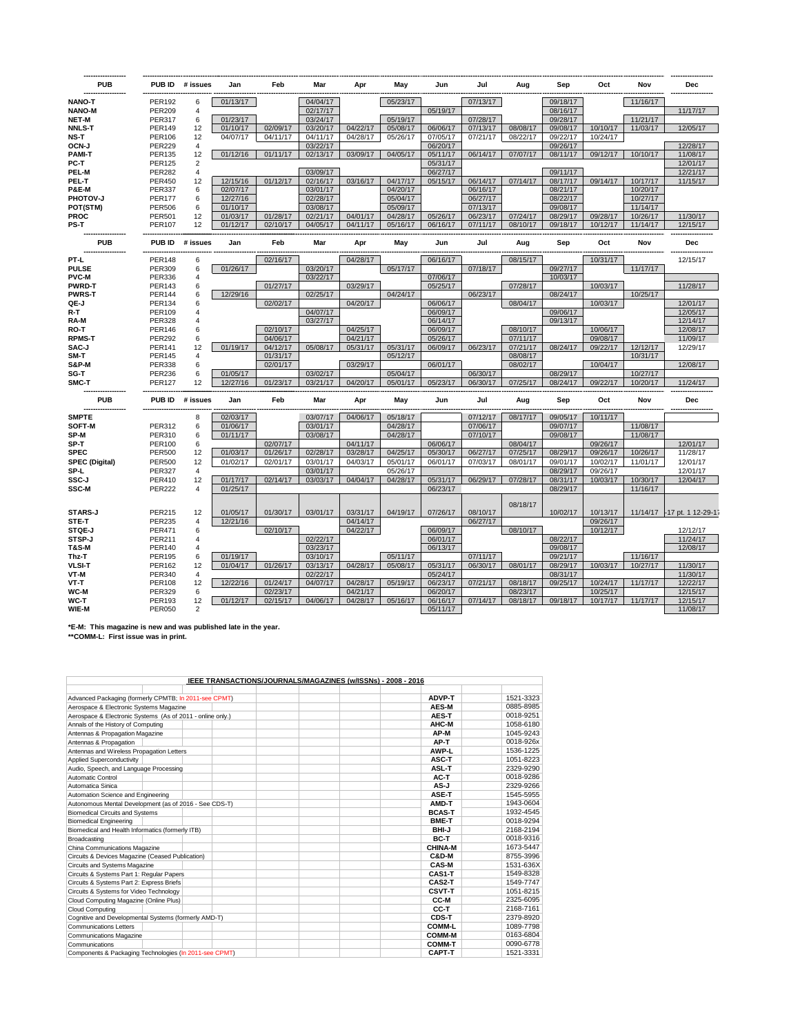| PUB | PUB ID | # issues | Jan | Feb | Mar | Apr | May | Jun | Jul | Aug | Sep | Oct | Nov | Dec |
|---|---|---|---|---|---|---|---|---|---|---|---|---|---|---|
| NANO-T | PER192 | 6 | 01/13/17 | | 04/04/17 | | 05/23/17 | | 07/13/17 | | 09/18/17 | | 11/16/17 | |
| NANO-M | PER209 | 4 | | | 02/17/17 | | | 05/19/17 | | | 08/16/17 | | | 11/17/17 |
| NET-M | PER317 | 6 | 01/23/17 | | 03/24/17 | | 05/19/17 | | 07/28/17 | | 09/28/17 | | 11/21/17 | |
| NNLS-T | PER149 | 12 | 01/10/17 | 02/09/17 | 03/20/17 | 04/22/17 | 05/08/17 | 06/06/17 | 07/13/17 | 08/08/17 | 09/08/17 | 10/10/17 | 11/03/17 | 12/05/17 |
| NS-T | PER106 | 12 | 04/07/17 | 04/11/17 | 04/11/17 | 04/28/17 | 05/26/17 | 07/05/17 | 07/21/17 | 08/22/17 | 09/22/17 | 10/24/17 | | |
| OCN-J | PER229 | 4 | | | 03/22/17 | | | 06/20/17 | | | 09/26/17 | | | 12/28/17 |
| PAMI-T | PER135 | 12 | 01/12/16 | 01/11/17 | 02/13/17 | 03/09/17 | 04/05/17 | 05/11/17 | 06/14/17 | 07/07/17 | 08/11/17 | 09/12/17 | 10/10/17 | 11/08/17 |
| PC-T | PER125 | 2 | | | | | | 05/31/17 | | | | | | 12/01/17 |
| PEL-M | PER282 | 4 | | | 03/09/17 | | | 06/27/17 | | | 09/11/17 | | | 12/21/17 |
| PEL-T | PER450 | 12 | 12/15/16 | 01/12/17 | 02/16/17 | 03/16/17 | 04/17/17 | 05/15/17 | 06/14/17 | 07/14/17 | 08/17/17 | 09/14/17 | 10/17/17 | 11/15/17 |
| P&E-M | PER337 | 6 | 02/07/17 | | 03/01/17 | | 04/20/17 | | 06/16/17 | | 08/21/17 | | 10/20/17 | |
| PHOTOV-J | PER177 | 6 | 12/27/16 | | 02/28/17 | | 05/04/17 | | 06/27/17 | | 08/22/17 | | 10/27/17 | |
| POT(STM) | PER506 | 6 | 01/10/17 | | 03/08/17 | | 05/09/17 | | 07/13/17 | | 09/08/17 | | 11/14/17 | |
| PROC | PER501 | 12 | 01/03/17 | 01/28/17 | 02/21/17 | 04/01/17 | 04/28/17 | 05/26/17 | 06/23/17 | 07/24/17 | 08/29/17 | 09/28/17 | 10/26/17 | 11/30/17 |
| PS-T | PER107 | 12 | 01/12/17 | 02/10/17 | 04/05/17 | 04/11/17 | 05/16/17 | 06/16/17 | 07/11/17 | 08/10/17 | 09/18/17 | 10/12/17 | 11/14/17 | 12/15/17 |

| PUB | PUB ID | # issues | Jan | Feb | Mar | Apr | May | Jun | Jul | Aug | Sep | Oct | Nov | Dec |
|---|---|---|---|---|---|---|---|---|---|---|---|---|---|---|
| PT-L | PER148 | 6 | | 02/16/17 | | 04/28/17 | | 06/16/17 | | 08/15/17 | | 10/31/17 | | 12/15/17 |
| PULSE | PER309 | 6 | 01/26/17 | | 03/20/17 | | 05/17/17 | | 07/18/17 | | 09/27/17 | | 11/17/17 | |
| PVC-M | PER336 | 4 | | | 03/22/17 | | | 07/06/17 | | | 10/03/17 | | | |
| PWRD-T | PER143 | 6 | | 01/27/17 | | 03/29/17 | | 05/25/17 | | 07/28/17 | | 10/03/17 | | 11/28/17 |
| PWRS-T | PER144 | 6 | 12/29/16 | | 02/25/17 | | 04/24/17 | | 06/23/17 | | 08/24/17 | | 10/25/17 | |
| QE-J | PER134 | 6 | | 02/02/17 | | 04/20/17 | | 06/06/17 | | 08/04/17 | | 10/03/17 | | 12/01/17 |
| R-T | PER109 | 4 | | | 04/07/17 | | | 06/09/17 | | | 09/06/17 | | | 12/05/17 |
| RA-M | PER328 | 4 | | | 03/27/17 | | | 06/14/17 | | | 09/13/17 | | | 12/14/17 |
| RO-T | PER146 | 6 | | 02/10/17 | | 04/25/17 | | 06/09/17 | | 08/10/17 | | 10/06/17 | | 12/08/17 |
| RPMS-T | PER292 | 6 | | 04/06/17 | | 04/21/17 | | 05/26/17 | | 07/11/17 | | 09/08/17 | | 11/09/17 |
| SAC-J | PER141 | 12 | 01/19/17 | 04/12/17 | 05/08/17 | 05/31/17 | 05/31/17 | 06/09/17 | 06/23/17 | 07/21/17 | 08/24/17 | 09/22/17 | 12/12/17 | 12/29/17 |
| SM-T | PER145 | 4 | | 01/31/17 | | | 05/12/17 | | | 08/08/17 | | | 10/31/17 | |
| S&P-M | PER338 | 6 | | 02/01/17 | | 03/29/17 | | 06/01/17 | | 08/02/17 | | 10/04/17 | | 12/08/17 |
| SG-T | PER236 | 6 | 01/05/17 | | 03/02/17 | | 05/04/17 | | 06/30/17 | | 08/29/17 | | 10/27/17 | |
| SMC-T | PER127 | 12 | 12/27/16 | 01/23/17 | 03/21/17 | 04/20/17 | 05/01/17 | 05/23/17 | 06/30/17 | 07/25/17 | 08/24/17 | 09/22/17 | 10/20/17 | 11/24/17 |

| PUB | PUB ID | # issues | Jan | Feb | Mar | Apr | May | Jun | Jul | Aug | Sep | Oct | Nov | Dec |
|---|---|---|---|---|---|---|---|---|---|---|---|---|---|---|
| SMPTE | | 8 | 02/03/17 | | 03/07/17 | 04/06/17 | 05/18/17 | | 07/12/17 | 08/17/17 | 09/05/17 | 10/11/17 | | |
| SOFT-M | PER312 | 6 | 01/06/17 | | 03/01/17 | | 04/28/17 | | 07/06/17 | | 09/07/17 | | 11/08/17 | |
| SP-M | PER310 | 6 | 01/11/17 | | 03/08/17 | | 04/28/17 | | 07/10/17 | | 09/08/17 | | 11/08/17 | |
| SP-T | PER100 | 6 | | 02/07/17 | | 04/11/17 | | 06/06/17 | | 08/04/17 | | 09/26/17 | | 12/01/17 |
| SPEC | PER500 | 12 | 01/03/17 | 01/26/17 | 02/28/17 | 03/28/17 | 04/25/17 | 05/30/17 | 06/27/17 | 07/25/17 | 08/29/17 | 09/26/17 | 10/26/17 | 11/28/17 |
| SPEC (Digital) | PER500 | 12 | 01/02/17 | 02/01/17 | 03/01/17 | 04/03/17 | 05/01/17 | 06/01/17 | 07/03/17 | 08/01/17 | 09/01/17 | 10/02/17 | 11/01/17 | 12/01/17 |
| SP-L | PER327 | 4 | | | 03/01/17 | | 05/26/17 | | | | 08/29/17 | 09/26/17 | | 12/01/17 |
| SSC-J | PER410 | 12 | 01/17/17 | 02/14/17 | 03/03/17 | 04/04/17 | 04/28/17 | 05/31/17 | 06/29/17 | 07/28/17 | 08/31/17 | 10/03/17 | 10/30/17 | 12/04/17 |
| SSC-M | PER222 | 4 | 01/25/17 | | | | | 06/23/17 | | | 08/29/17 | | 11/16/17 | |
| STARS-J | PER215 | 12 | 01/05/17 | 01/30/17 | 03/01/17 | 03/31/17 | 04/19/17 | 07/26/17 | 08/10/17 | 08/18/17 | 10/02/17 | 10/13/17 | 11/14/17 | -17 pt. 1 12-29-17 |
| STE-T | PER235 | 4 | 12/21/16 | | | 04/14/17 | | | 06/27/17 | | | 09/26/17 | | |
| STQE-J | PER471 | 6 | | 02/10/17 | | 04/22/17 | | 06/09/17 | | 08/10/17 | | 10/12/17 | | 12/12/17 |
| STSP-J | PER211 | 4 | | | 02/22/17 | | | 06/01/17 | | | 08/22/17 | | | 11/24/17 |
| T&S-M | PER140 | 4 | | | 03/23/17 | | | 06/13/17 | | | 09/08/17 | | | 12/08/17 |
| Thz-T | PER195 | 6 | 01/19/17 | | 03/10/17 | | 05/11/17 | | 07/11/17 | | 09/21/17 | | 11/16/17 | |
| VLSI-T | PER162 | 12 | 01/04/17 | 01/26/17 | 03/13/17 | 04/28/17 | 05/08/17 | 05/31/17 | 06/30/17 | 08/01/17 | 08/29/17 | 10/03/17 | 10/27/17 | 11/30/17 |
| VT-M | PER340 | 4 | | | 02/22/17 | | | 05/24/17 | | | 08/31/17 | | | 11/30/17 |
| VT-T | PER108 | 12 | 12/22/16 | 01/24/17 | 04/07/17 | 04/28/17 | 05/19/17 | 06/23/17 | 07/21/17 | 08/18/17 | 09/25/17 | 10/24/17 | 11/17/17 | 12/22/17 |
| WC-M | PER329 | 6 | | 02/23/17 | | 04/21/17 | | 06/20/17 | | 08/23/17 | | 10/25/17 | | 12/15/17 |
| WC-T | PER193 | 12 | 01/12/17 | 02/15/17 | 04/06/17 | 04/28/17 | 05/16/17 | 06/16/17 | 07/14/17 | 08/18/17 | 09/18/17 | 10/17/17 | 11/17/17 | 12/15/17 |
| WIE-M | PER050 | 2 | | | | | | 05/11/17 | | | | | | 11/08/17 |

***E-M: This magazine is new and was published late in the year.**

****COMM-L: First issue was in print.**

**IEEE TRANSACTIONS/JOURNALS/MAGAZINES (w/ISSNs) - 2008 - 2016**

| Title | Abbreviation | ISSN |
|---|---|---|
| Advanced Packaging (formerly CPMTB; In 2011-see CPMT) | ADVP-T | 1521-3323 |
| Aerospace & Electronic Systems Magazine | AES-M | 0885-8985 |
| Aerospace & Electronic Systems (As of 2011 - online only.) | AES-T | 0018-9251 |
| Annals of the History of Computing | AHC-M | 1058-6180 |
| Antennas & Propagation Magazine | AP-M | 1045-9243 |
| Antennas & Propagation | AP-T | 0018-926x |
| Antennas and Wireless Propagation Letters | AWP-L | 1536-1225 |
| Applied Superconductivity | ASC-T | 1051-8223 |
| Audio, Speech, and Language Processing | ASL-T | 2329-9290 |
| Automatic Control | AC-T | 0018-9286 |
| Automatica Sinica | AS-J | 2329-9266 |
| Automation Science and Engineering | ASE-T | 1545-5955 |
| Autonomous Mental Development (as of 2016 - See CDS-T) | AMD-T | 1943-0604 |
| Biomedical Circuits and Systems | BCAS-T | 1932-4545 |
| Biomedical Engineering | BME-T | 0018-9294 |
| Biomedical and Health Informatics (formerly ITB) | BHI-J | 2168-2194 |
| Broadcasting | BC-T | 0018-9316 |
| China Communications Magazine | CHINA-M | 1673-5447 |
| Circuits & Devices Magazine (Ceased Publication) | C&D-M | 8755-3996 |
| Circuits and Systems Magazine | CAS-M | 1531-636X |
| Circuits & Systems Part 1: Regular Papers | CAS1-T | 1549-8328 |
| Circuits & Systems Part 2: Express Briefs | CAS2-T | 1549-7747 |
| Circuits & Systems for Video Technology | CSVT-T | 1051-8215 |
| Cloud Computing Magazine (Online Plus) | CC-M | 2325-6095 |
| Cloud Computing | CC-T | 2168-7161 |
| Cognitive and Developmental Systems (formerly AMD-T) | CDS-T | 2379-8920 |
| Communications Letters | COMM-L | 1089-7798 |
| Communications Magazine | COMM-M | 0163-6804 |
| Communications | COMM-T | 0090-6778 |
| Components & Packaging Technologies (In 2011-see CPMT) | CAPT-T | 1521-3331 |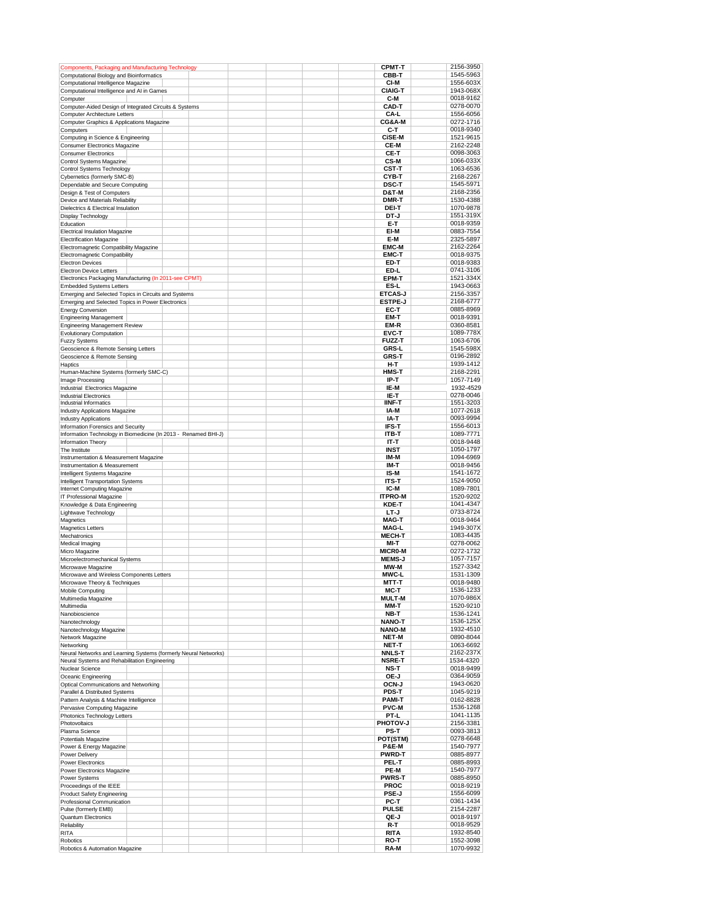| Title | Abbreviation | ISSN |
|---|---|---|
| Components, Packaging and Manufacturing Technology | CPMT-T | 2156-3950 |
| Computational Biology and Bioinformatics | CBB-T | 1545-5963 |
| Computational Intelligence Magazine | CI-M | 1556-603X |
| Computational Intelligence and AI in Games | CIAIG-T | 1943-068X |
| Computer | C-M | 0018-9162 |
| Computer-Aided Design of Integrated Circuits & Systems | CAD-T | 0278-0070 |
| Computer Architecture Letters | CA-L | 1556-6056 |
| Computer Graphics & Applications Magazine | CG&A-M | 0272-1716 |
| Computers | C-T | 0018-9340 |
| Computing in Science & Engineering | CiSE-M | 1521-9615 |
| Consumer Electronics Magazine | CE-M | 2162-2248 |
| Consumer Electronics | CE-T | 0098-3063 |
| Control Systems Magazine | CS-M | 1066-033X |
| Control Systems Technology | CST-T | 1063-6536 |
| Cybernetics (formerly SMC-B) | CYB-T | 2168-2267 |
| Dependable and Secure Computing | DSC-T | 1545-5971 |
| Design & Test of Computers | D&T-M | 2168-2356 |
| Device and Materials Reliability | DMR-T | 1530-4388 |
| Dielectrics & Electrical Insulation | DEI-T | 1070-9878 |
| Display Technology | DT-J | 1551-319X |
| Education | E-T | 0018-9359 |
| Electrical Insulation Magazine | EI-M | 0883-7554 |
| Electrification Magazine | E-M | 2325-5897 |
| Electromagnetic Compatibility Magazine | EMC-M | 2162-2264 |
| Electromagnetic Compatibility | EMC-T | 0018-9375 |
| Electron Devices | ED-T | 0018-9383 |
| Electron Device Letters | ED-L | 0741-3106 |
| Electronics Packaging Manufacturing (In 2011-see CPMT) | EPM-T | 1521-334X |
| Embedded Systems Letters | ES-L | 1943-0663 |
| Emerging and Selected Topics in Circuits and Systems | ETCAS-J | 2156-3357 |
| Emerging and Selected Topics in Power Electronics | ESTPE-J | 2168-6777 |
| Energy Conversion | EC-T | 0885-8969 |
| Engineering Management | EM-T | 0018-9391 |
| Engineering Management Review | EM-R | 0360-8581 |
| Evolutionary Computation | EVC-T | 1089-778X |
| Fuzzy Systems | FUZZ-T | 1063-6706 |
| Geoscience & Remote Sensing Letters | GRS-L | 1545-598X |
| Geoscience & Remote Sensing | GRS-T | 0196-2892 |
| Haptics | H-T | 1939-1412 |
| Human-Machine Systems (formerly SMC-C) | HMS-T | 2168-2291 |
| Image Processing | IP-T | 1057-7149 |
| Industrial Electronics Magazine | IE-M | 1932-4529 |
| Industrial Electronics | IE-T | 0278-0046 |
| Industrial Informatics | IINF-T | 1551-3203 |
| Industry Applications Magazine | IA-M | 1077-2618 |
| Industry Applications | IA-T | 0093-9994 |
| Information Forensics and Security | IFS-T | 1556-6013 |
| Information Technology in Biomedicine (In 2013 - Renamed BHI-J) | ITB-T | 1089-7771 |
| Information Theory | IT-T | 0018-9448 |
| The Institute | INST | 1050-1797 |
| Instrumentation & Measurement Magazine | IM-M | 1094-6969 |
| Instrumentation & Measurement | IM-T | 0018-9456 |
| Intelligent Systems Magazine | IS-M | 1541-1672 |
| Intelligent Transportation Systems | ITS-T | 1524-9050 |
| Internet Computing Magazine | IC-M | 1089-7801 |
| IT Professional Magazine | ITPRO-M | 1520-9202 |
| Knowledge & Data Engineering | KDE-T | 1041-4347 |
| Lightwave Technology | LT-J | 0733-8724 |
| Magnetics | MAG-T | 0018-9464 |
| Magnetics Letters | MAG-L | 1949-307X |
| Mechatronics | MECH-T | 1083-4435 |
| Medical Imaging | MI-T | 0278-0062 |
| Micro Magazine | MICR0-M | 0272-1732 |
| Microelectromechanical Systems | MEMS-J | 1057-7157 |
| Microwave Magazine | MW-M | 1527-3342 |
| Microwave and Wireless Components Letters | MWC-L | 1531-1309 |
| Microwave Theory & Techniques | MTT-T | 0018-9480 |
| Mobile Computing | MC-T | 1536-1233 |
| Multimedia Magazine | MULT-M | 1070-986X |
| Multimedia | MM-T | 1520-9210 |
| Nanobioscience | NB-T | 1536-1241 |
| Nanotechnology | NANO-T | 1536-125X |
| Nanotechnology Magazine | NANO-M | 1932-4510 |
| Network Magazine | NET-M | 0890-8044 |
| Networking | NET-T | 1063-6692 |
| Neural Networks and Learning Systems (formerly Neural Networks) | NNLS-T | 2162-237X |
| Neural Systems and Rehabilitation Engineering | NSRE-T | 1534-4320 |
| Nuclear Science | NS-T | 0018-9499 |
| Oceanic Engineering | OE-J | 0364-9059 |
| Optical Communications and Networking | OCN-J | 1943-0620 |
| Parallel & Distributed Systems | PDS-T | 1045-9219 |
| Pattern Analysis & Machine Intelligence | PAMI-T | 0162-8828 |
| Pervasive Computing Magazine | PVC-M | 1536-1268 |
| Photonics Technology Letters | PT-L | 1041-1135 |
| Photovoltaics | PHOTOV-J | 2156-3381 |
| Plasma Science | PS-T | 0093-3813 |
| Potentials Magazine | POT(STM) | 0278-6648 |
| Power & Energy Magazine | P&E-M | 1540-7977 |
| Power Delivery | PWRD-T | 0885-8977 |
| Power Electronics | PEL-T | 0885-8993 |
| Power Electronics Magazine | PE-M | 1540-7977 |
| Power Systems | PWRS-T | 0885-8950 |
| Proceedings of the IEEE | PROC | 0018-9219 |
| Product Safety Engineering | PSE-J | 1556-6099 |
| Professional Communication | PC-T | 0361-1434 |
| Pulse (formerly EMB) | PULSE | 2154-2287 |
| Quantum Electronics | QE-J | 0018-9197 |
| Reliability | R-T | 0018-9529 |
| RITA | RITA | 1932-8540 |
| Robotics | RO-T | 1552-3098 |
| Robotics & Automation Magazine | RA-M | 1070-9932 |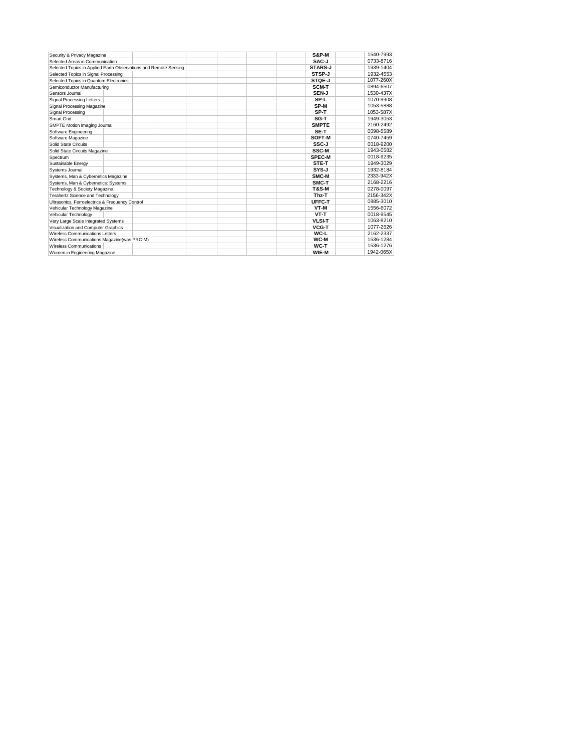| | | |
|---|---|---|
| Security & Privacy Magazine | **S&P-M** | 1540-7993 |
| Selected Areas in Communication | **SAC-J** | 0733-8716 |
| Selected Topics in Applied Earth Observations and Remote Sensing | **STARS-J** | 1939-1404 |
| Selected Topics in Signal Processing | **STSP-J** | 1932-4553 |
| Selected Topics in Quantum Electronics | **STQE-J** | 1077-260X |
| Semiconductor Manufacturing | **SCM-T** | 0894-6507 |
| Sensors Journal | **SEN-J** | 1530-437X |
| Signal Processing Letters | **SP-L** | 1070-9908 |
| Signal Processing Magazine | **SP-M** | 1053-5888 |
| Signal Processing | **SP-T** | 1053-587X |
| Smart Grid | **SG-T** | 1949-3053 |
| SMPTE Motion Imaging Journal | **SMPTE** | 2160-2492 |
| Software Engineering | **SE-T** | 0098-5589 |
| Software Magazine | **SOFT-M** | 0740-7459 |
| Solid State Circuits | **SSC-J** | 0018-9200 |
| Solid State Circuits Magazine | **SSC-M** | 1943-0582 |
| Spectrum | **SPEC-M** | 0018-9235 |
| Sustainable Energy | **STE-T** | 1949-3029 |
| Systems Journal | **SYS-J** | 1932-8184 |
| Systems, Man & Cybernetics Magazine | **SMC-M** | 2333-942X |
| Systems, Man & Cybernetics: Systems | **SMC-T** | 2168-2216 |
| Technology & Society Magazine | **T&S-M** | 0278-0097 |
| Terahertz Science and Technology | **Thz-T** | 2156-342X |
| Ultrasonics, Ferroelectrics & Frequency Control | **UFFC-T** | 0885-3010 |
| Vehicular Technology Magazine | **VT-M** | 1556-6072 |
| Vehicular Technology | **VT-T** | 0018-9545 |
| Very Large Scale Integrated Systems | **VLSI-T** | 1063-8210 |
| Visualization and Computer Graphics | **VCG-T** | 1077-2626 |
| Wireless Communications Letters | **WC-L** | 2162-2337 |
| Wireless Communications Magazine(was PRC-M) | **WC-M** | 1536-1284 |
| Wireless Communications | **WC-T** | 1536-1276 |
| Women in Engineering Magazine | **WIE-M** | 1942-065X |